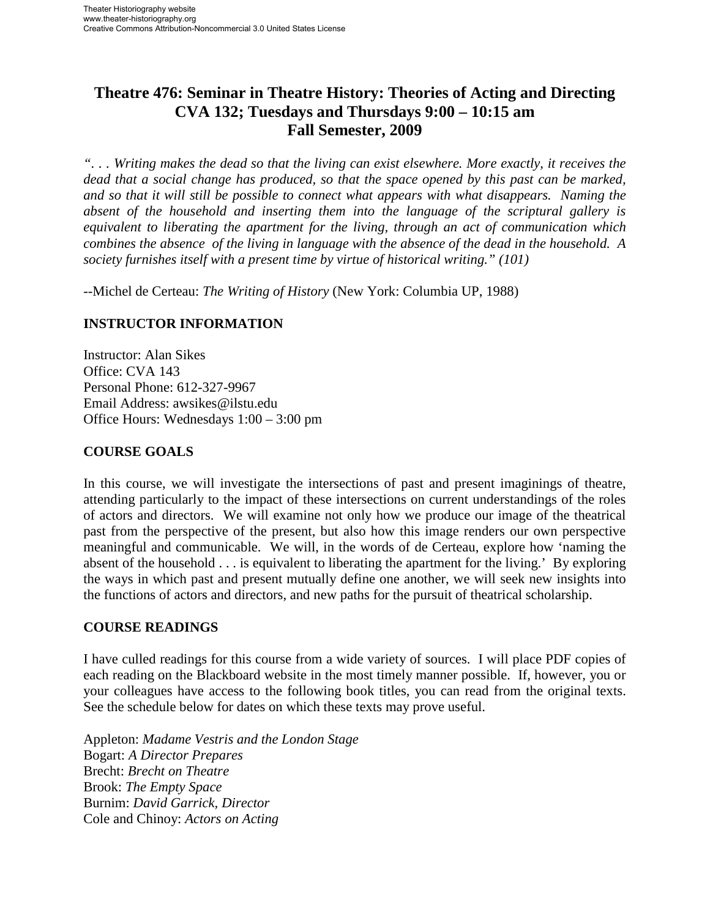# Theatre 476: Seminar in Theatre History: Theories of Acting and Directing
# CVA 132; Tuesdays and Thursdays 9:00 – 10:15 am
# Fall Semester, 2009

*". . . Writing makes the dead so that the living can exist elsewhere. More exactly, it receives the dead that a social change has produced, so that the space opened by this past can be marked, and so that it will still be possible to connect what appears with what disappears. Naming the absent of the household and inserting them into the language of the scriptural gallery is equivalent to liberating the apartment for the living, through an act of communication which combines the absence of the living in language with the absence of the dead in the household. A society furnishes itself with a present time by virtue of historical writing." (101)*

--Michel de Certeau: *The Writing of History* (New York: Columbia UP, 1988)

## INSTRUCTOR INFORMATION

Instructor: Alan Sikes
Office: CVA 143
Personal Phone: 612-327-9967
Email Address: awsikes@ilstu.edu
Office Hours: Wednesdays 1:00 – 3:00 pm

## COURSE GOALS

In this course, we will investigate the intersections of past and present imaginings of theatre, attending particularly to the impact of these intersections on current understandings of the roles of actors and directors. We will examine not only how we produce our image of the theatrical past from the perspective of the present, but also how this image renders our own perspective meaningful and communicable. We will, in the words of de Certeau, explore how 'naming the absent of the household . . . is equivalent to liberating the apartment for the living.' By exploring the ways in which past and present mutually define one another, we will seek new insights into the functions of actors and directors, and new paths for the pursuit of theatrical scholarship.

## COURSE READINGS

I have culled readings for this course from a wide variety of sources. I will place PDF copies of each reading on the Blackboard website in the most timely manner possible. If, however, you or your colleagues have access to the following book titles, you can read from the original texts. See the schedule below for dates on which these texts may prove useful.

Appleton: *Madame Vestris and the London Stage*
Bogart: *A Director Prepares*
Brecht: *Brecht on Theatre*
Brook: *The Empty Space*
Burnim: *David Garrick, Director*
Cole and Chinoy: *Actors on Acting*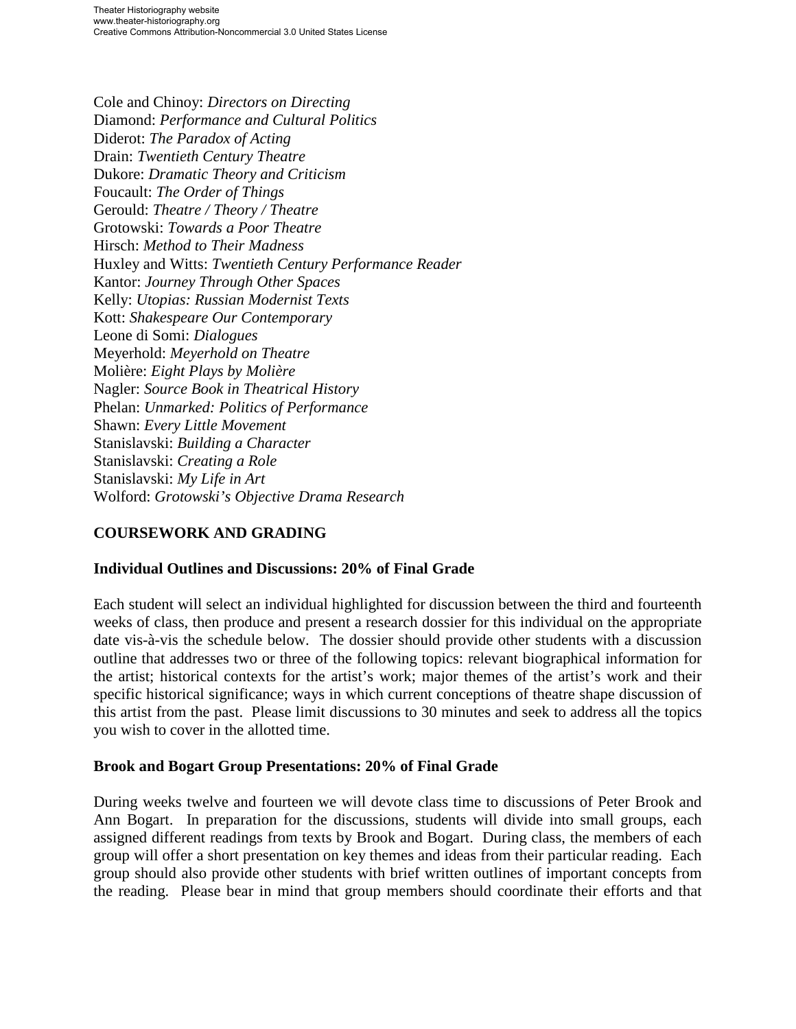Cole and Chinoy: *Directors on Directing*
Diamond: *Performance and Cultural Politics*
Diderot: *The Paradox of Acting*
Drain: *Twentieth Century Theatre*
Dukore: *Dramatic Theory and Criticism*
Foucault: *The Order of Things*
Gerould: *Theatre / Theory / Theatre*
Grotowski: *Towards a Poor Theatre*
Hirsch: *Method to Their Madness*
Huxley and Witts: *Twentieth Century Performance Reader*
Kantor: *Journey Through Other Spaces*
Kelly: *Utopias: Russian Modernist Texts*
Kott: *Shakespeare Our Contemporary*
Leone di Somi: *Dialogues*
Meyerhold: *Meyerhold on Theatre*
Molière: *Eight Plays by Molière*
Nagler: *Source Book in Theatrical History*
Phelan: *Unmarked: Politics of Performance*
Shawn: *Every Little Movement*
Stanislavski: *Building a Character*
Stanislavski: *Creating a Role*
Stanislavski: *My Life in Art*
Wolford: *Grotowski's Objective Drama Research*

## COURSEWORK AND GRADING

### Individual Outlines and Discussions: 20% of Final Grade

Each student will select an individual highlighted for discussion between the third and fourteenth weeks of class, then produce and present a research dossier for this individual on the appropriate date vis-à-vis the schedule below. The dossier should provide other students with a discussion outline that addresses two or three of the following topics: relevant biographical information for the artist; historical contexts for the artist's work; major themes of the artist's work and their specific historical significance; ways in which current conceptions of theatre shape discussion of this artist from the past. Please limit discussions to 30 minutes and seek to address all the topics you wish to cover in the allotted time.

### Brook and Bogart Group Presentations: 20% of Final Grade

During weeks twelve and fourteen we will devote class time to discussions of Peter Brook and Ann Bogart. In preparation for the discussions, students will divide into small groups, each assigned different readings from texts by Brook and Bogart. During class, the members of each group will offer a short presentation on key themes and ideas from their particular reading. Each group should also provide other students with brief written outlines of important concepts from the reading. Please bear in mind that group members should coordinate their efforts and that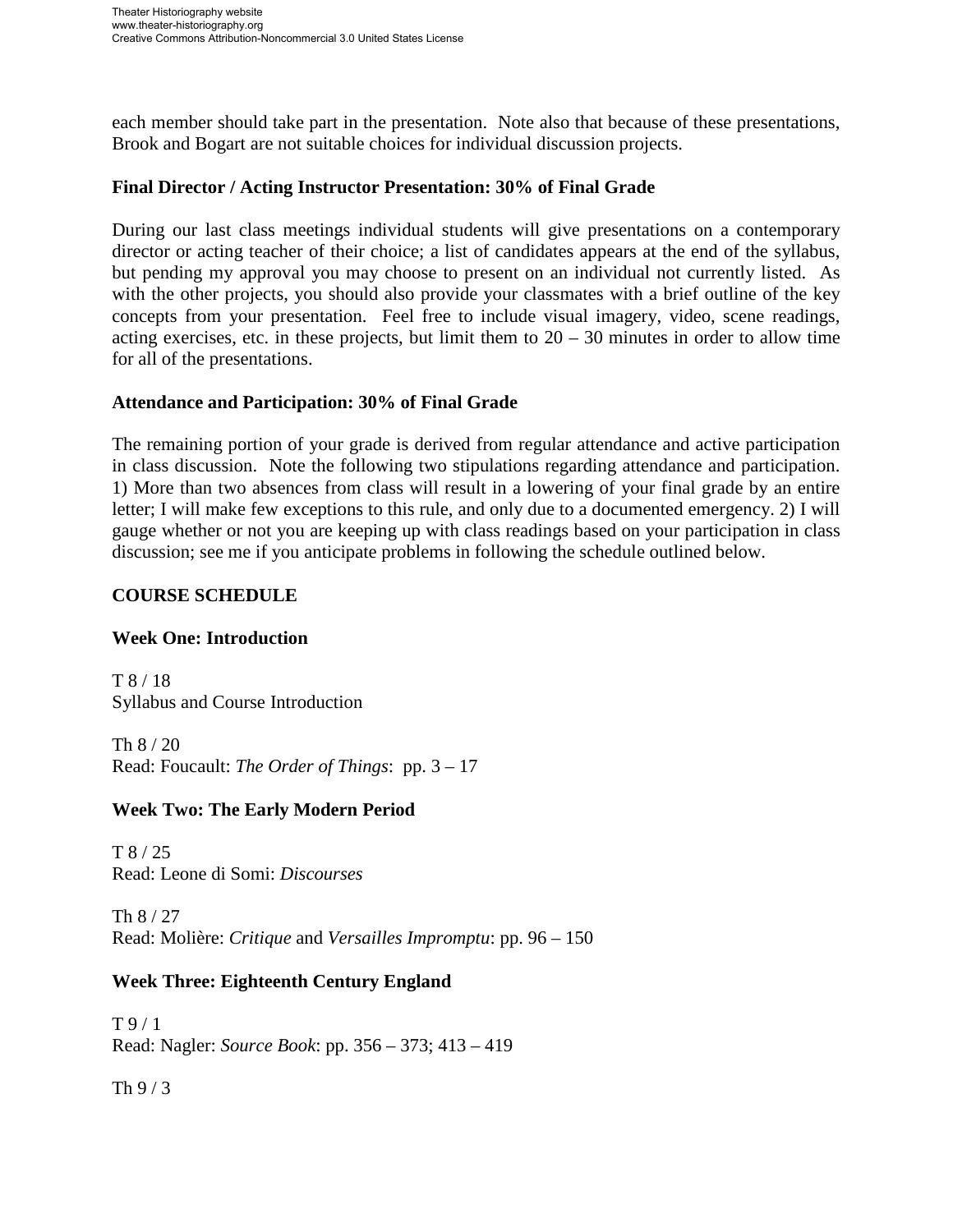each member should take part in the presentation. Note also that because of these presentations, Brook and Bogart are not suitable choices for individual discussion projects.

**Final Director / Acting Instructor Presentation: 30% of Final Grade**

During our last class meetings individual students will give presentations on a contemporary director or acting teacher of their choice; a list of candidates appears at the end of the syllabus, but pending my approval you may choose to present on an individual not currently listed. As with the other projects, you should also provide your classmates with a brief outline of the key concepts from your presentation. Feel free to include visual imagery, video, scene readings, acting exercises, etc. in these projects, but limit them to 20 – 30 minutes in order to allow time for all of the presentations.

**Attendance and Participation: 30% of Final Grade**

The remaining portion of your grade is derived from regular attendance and active participation in class discussion. Note the following two stipulations regarding attendance and participation. 1) More than two absences from class will result in a lowering of your final grade by an entire letter; I will make few exceptions to this rule, and only due to a documented emergency. 2) I will gauge whether or not you are keeping up with class readings based on your participation in class discussion; see me if you anticipate problems in following the schedule outlined below.

**COURSE SCHEDULE**

**Week One: Introduction**

T 8 / 18
Syllabus and Course Introduction

Th 8 / 20
Read: Foucault: *The Order of Things*: pp. 3 – 17

**Week Two: The Early Modern Period**

T 8 / 25
Read: Leone di Somi: *Discourses*

Th 8 / 27
Read: Molière: *Critique* and *Versailles Impromptu*: pp. 96 – 150

**Week Three: Eighteenth Century England**

T 9 / 1
Read: Nagler: *Source Book*: pp. 356 – 373; 413 – 419

Th 9 / 3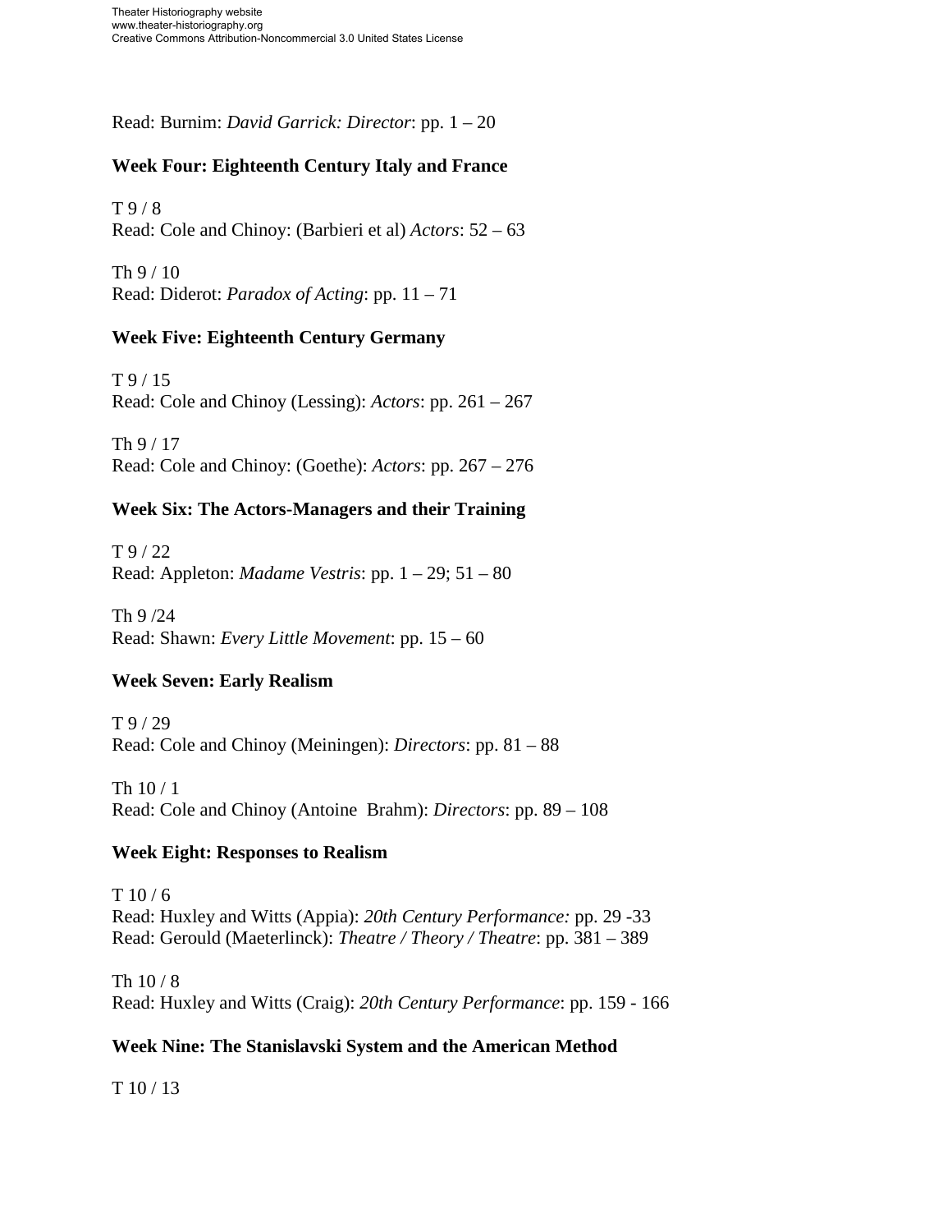Read: Burnim: *David Garrick: Director*: pp. 1 – 20

**Week Four: Eighteenth Century Italy and France**

T 9 / 8
Read: Cole and Chinoy: (Barbieri et al) *Actors*: 52 – 63

Th 9 / 10
Read: Diderot: *Paradox of Acting*: pp. 11 – 71

**Week Five: Eighteenth Century Germany**

T 9 / 15
Read: Cole and Chinoy (Lessing): *Actors*: pp. 261 – 267

Th 9 / 17
Read: Cole and Chinoy: (Goethe): *Actors*: pp. 267 – 276

**Week Six: The Actors-Managers and their Training**

T 9 / 22
Read: Appleton: *Madame Vestris*: pp. 1 – 29; 51 – 80

Th 9 /24
Read: Shawn: *Every Little Movement*: pp. 15 – 60

**Week Seven: Early Realism**

T 9 / 29
Read: Cole and Chinoy (Meiningen): *Directors*: pp. 81 – 88

Th 10 / 1
Read: Cole and Chinoy (Antoine Brahm): *Directors*: pp. 89 – 108

**Week Eight: Responses to Realism**

T 10 / 6
Read: Huxley and Witts (Appia): *20th Century Performance:* pp. 29 -33
Read: Gerould (Maeterlinck): *Theatre / Theory / Theatre*: pp. 381 – 389

Th 10 / 8
Read: Huxley and Witts (Craig): *20th Century Performance*: pp. 159 - 166

**Week Nine: The Stanislavski System and the American Method**

T 10 / 13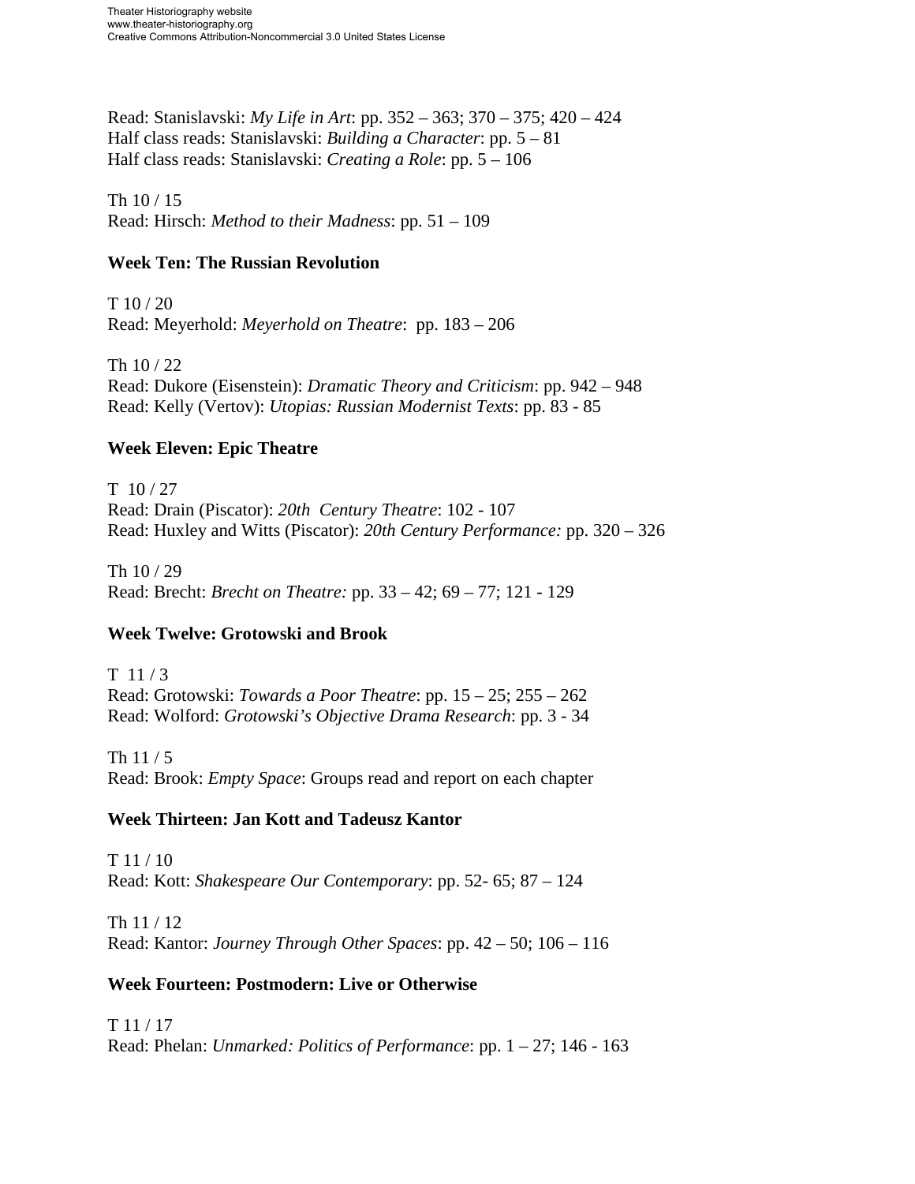Read: Stanislavski: *My Life in Art*: pp. 352 – 363; 370 – 375; 420 – 424
Half class reads: Stanislavski: *Building a Character*: pp. 5 – 81
Half class reads: Stanislavski: *Creating a Role*: pp. 5 – 106

Th 10 / 15
Read: Hirsch: *Method to their Madness*: pp. 51 – 109

**Week Ten: The Russian Revolution**

T 10 / 20
Read: Meyerhold: *Meyerhold on Theatre*: pp. 183 – 206

Th 10 / 22
Read: Dukore (Eisenstein): *Dramatic Theory and Criticism*: pp. 942 – 948
Read: Kelly (Vertov): *Utopias: Russian Modernist Texts*: pp. 83 - 85

**Week Eleven: Epic Theatre**

T 10 / 27
Read: Drain (Piscator): *20th Century Theatre*: 102 - 107
Read: Huxley and Witts (Piscator): *20th Century Performance:* pp. 320 – 326

Th 10 / 29
Read: Brecht: *Brecht on Theatre:* pp. 33 – 42; 69 – 77; 121 - 129

**Week Twelve: Grotowski and Brook**

T 11 / 3
Read: Grotowski: *Towards a Poor Theatre*: pp. 15 – 25; 255 – 262
Read: Wolford: *Grotowski's Objective Drama Research*: pp. 3 - 34

Th 11 / 5
Read: Brook: *Empty Space*: Groups read and report on each chapter

**Week Thirteen: Jan Kott and Tadeusz Kantor**

T 11 / 10
Read: Kott: *Shakespeare Our Contemporary*: pp. 52- 65; 87 – 124

Th 11 / 12
Read: Kantor: *Journey Through Other Spaces*: pp. 42 – 50; 106 – 116

**Week Fourteen: Postmodern: Live or Otherwise**

T 11 / 17
Read: Phelan: *Unmarked: Politics of Performance*: pp. 1 – 27; 146 - 163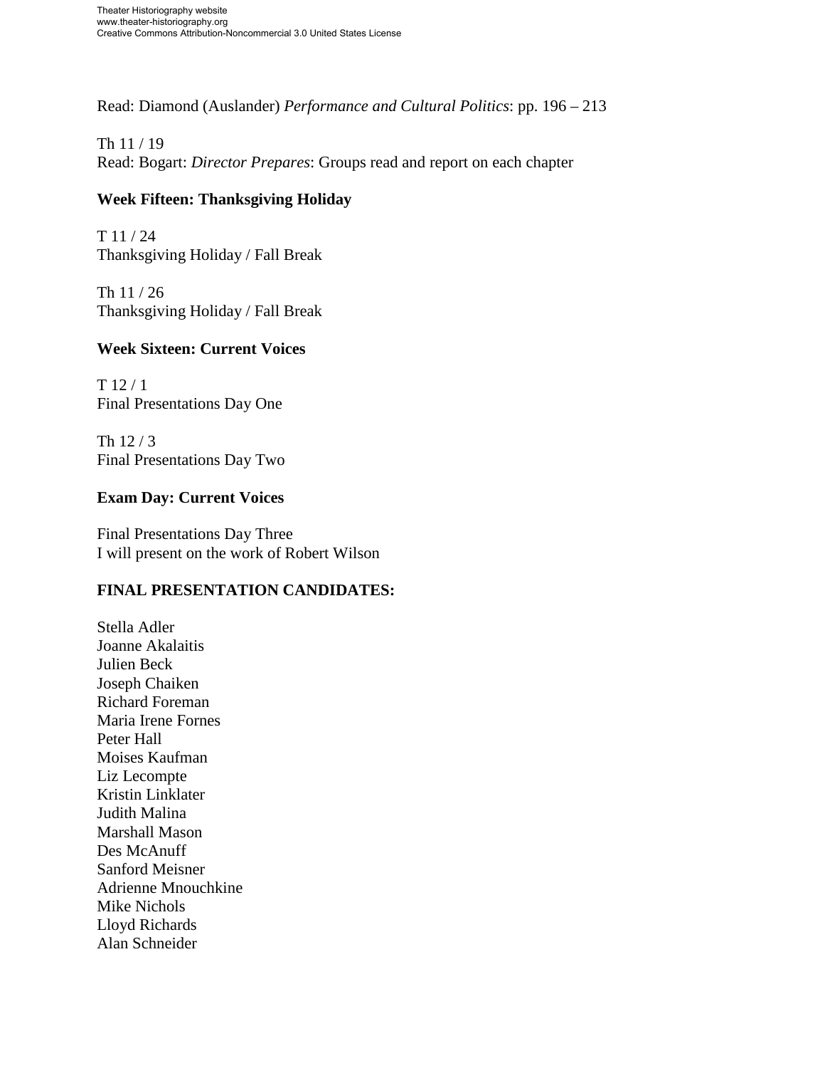Read: Diamond (Auslander) *Performance and Cultural Politics*: pp. 196 – 213

Th 11 / 19
Read: Bogart: *Director Prepares*: Groups read and report on each chapter

**Week Fifteen: Thanksgiving Holiday**

T 11 / 24
Thanksgiving Holiday / Fall Break

Th 11 / 26
Thanksgiving Holiday / Fall Break

**Week Sixteen: Current Voices**

T 12 / 1
Final Presentations Day One

Th 12 / 3
Final Presentations Day Two

**Exam Day: Current Voices**

Final Presentations Day Three
I will present on the work of Robert Wilson

**FINAL PRESENTATION CANDIDATES:**

Stella Adler
Joanne Akalaitis
Julien Beck
Joseph Chaiken
Richard Foreman
Maria Irene Fornes
Peter Hall
Moises Kaufman
Liz Lecompte
Kristin Linklater
Judith Malina
Marshall Mason
Des McAnuff
Sanford Meisner
Adrienne Mnouchkine
Mike Nichols
Lloyd Richards
Alan Schneider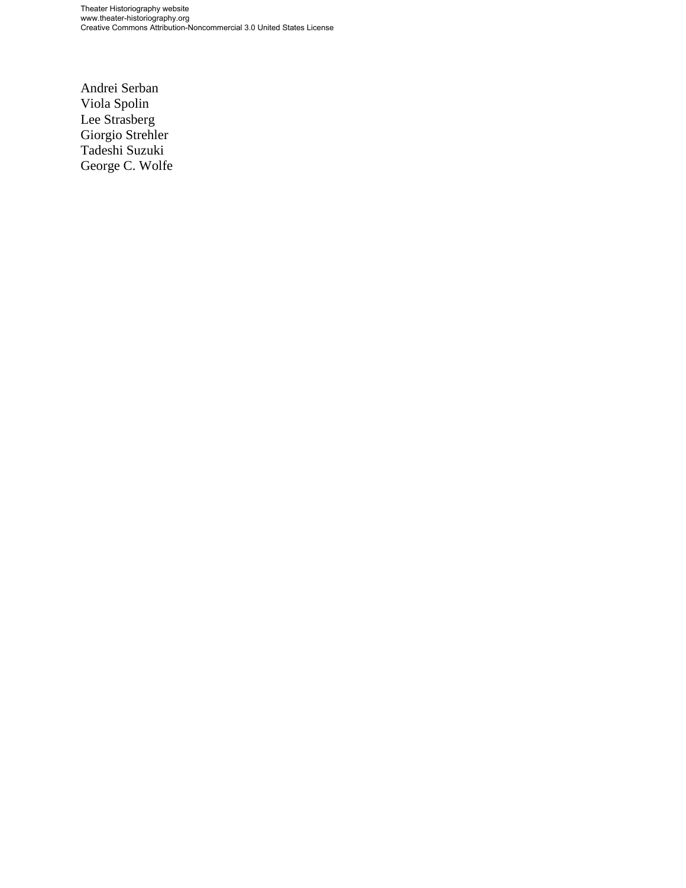Andrei Serban
Viola Spolin
Lee Strasberg
Giorgio Strehler
Tadeshi Suzuki
George C. Wolfe